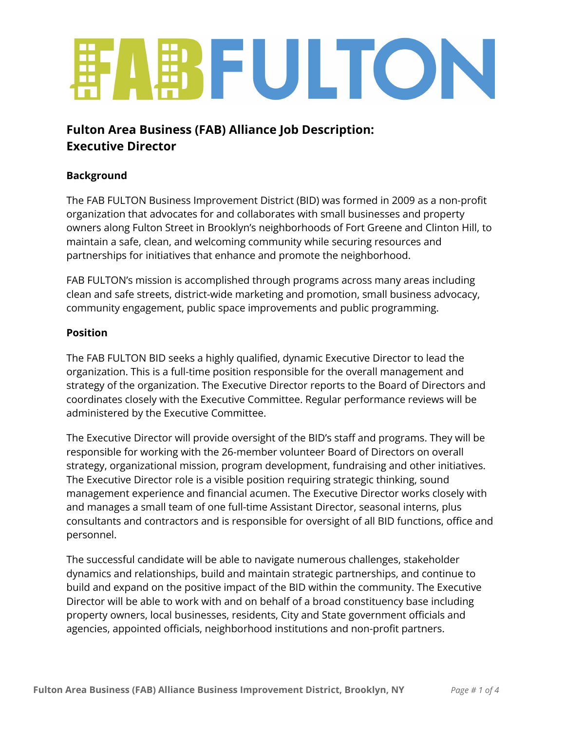# FABFULTON

## Fulton Area Business (FAB) Alliance Job Description: Executive Director

### Background

The FAB FULTON Business Improvement District (BID) was formed in 2009 as a non-profit organization that advocates for and collaborates with small businesses and property owners along Fulton Street in Brooklyn's neighborhoods of Fort Greene and Clinton Hill, to maintain a safe, clean, and welcoming community while securing resources and partnerships for initiatives that enhance and promote the neighborhood.

FAB FULTON's mission is accomplished through programs across many areas including clean and safe streets, district-wide marketing and promotion, small business advocacy, community engagement, public space improvements and public programming.

### Position

The FAB FULTON BID seeks a highly qualified, dynamic Executive Director to lead the organization. This is a full-time position responsible for the overall management and strategy of the organization. The Executive Director reports to the Board of Directors and coordinates closely with the Executive Committee. Regular performance reviews will be administered by the Executive Committee.

The Executive Director will provide oversight of the BID's staff and programs. They will be responsible for working with the 26-member volunteer Board of Directors on overall strategy, organizational mission, program development, fundraising and other initiatives. The Executive Director role is a visible position requiring strategic thinking, sound management experience and financial acumen. The Executive Director works closely with and manages a small team of one full-time Assistant Director, seasonal interns, plus consultants and contractors and is responsible for oversight of all BID functions, office and personnel.

The successful candidate will be able to navigate numerous challenges, stakeholder dynamics and relationships, build and maintain strategic partnerships, and continue to build and expand on the positive impact of the BID within the community. The Executive Director will be able to work with and on behalf of a broad constituency base including property owners, local businesses, residents, City and State government officials and agencies, appointed officials, neighborhood institutions and non-profit partners.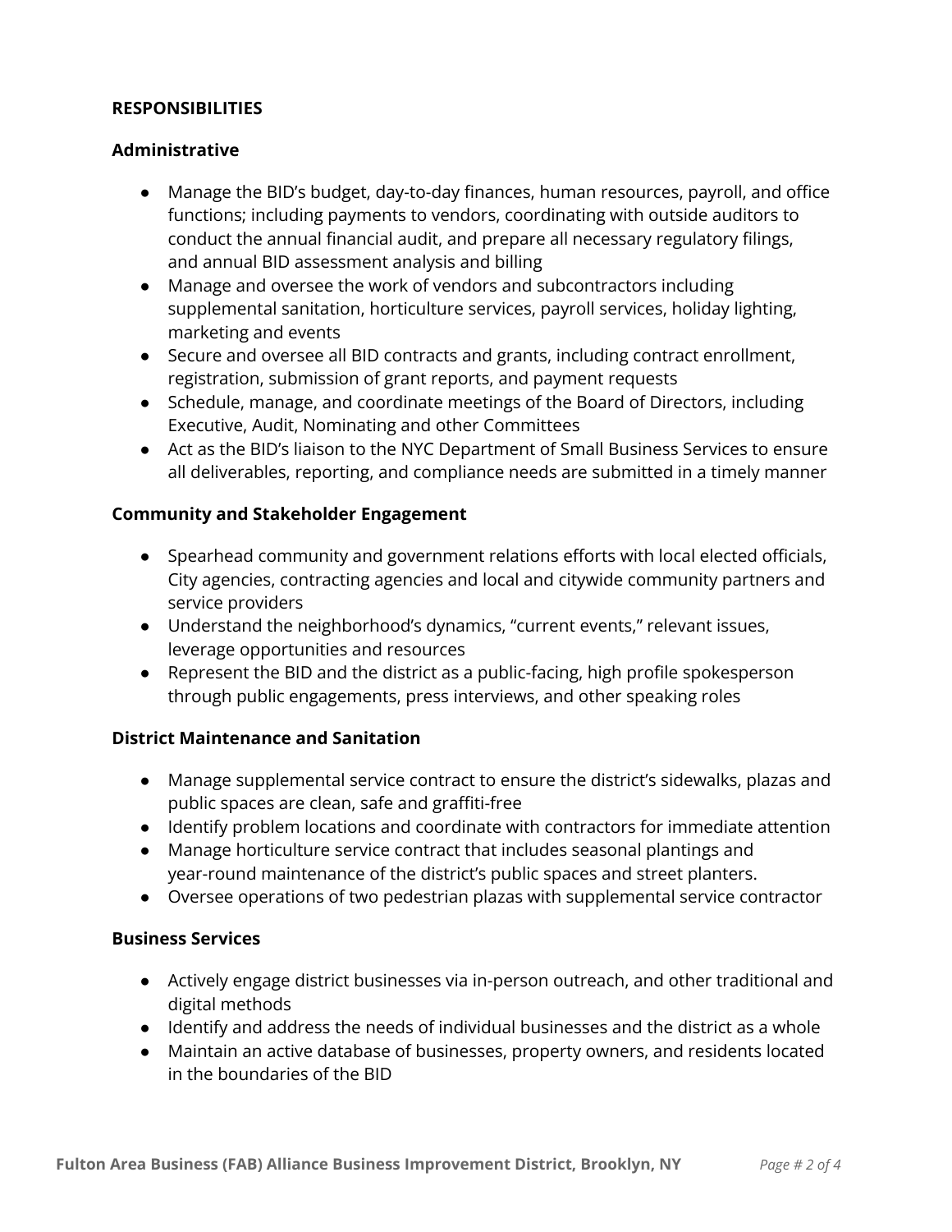## RESPONSIBILITIES

### Administrative

- Manage the BID's budget, day-to-day finances, human resources, payroll, and office functions; including payments to vendors, coordinating with outside auditors to conduct the annual financial audit, and prepare all necessary regulatory filings, and annual BID assessment analysis and billing
- Manage and oversee the work of vendors and subcontractors including supplemental sanitation, horticulture services, payroll services, holiday lighting, marketing and events
- Secure and oversee all BID contracts and grants, including contract enrollment, registration, submission of grant reports, and payment requests
- Schedule, manage, and coordinate meetings of the Board of Directors, including Executive, Audit, Nominating and other Committees
- Act as the BID's liaison to the NYC Department of Small Business Services to ensure all deliverables, reporting, and compliance needs are submitted in a timely manner

### Community and Stakeholder Engagement

- Spearhead community and government relations efforts with local elected officials, City agencies, contracting agencies and local and citywide community partners and service providers
- Understand the neighborhood's dynamics, "current events," relevant issues, leverage opportunities and resources
- Represent the BID and the district as a public-facing, high profile spokesperson through public engagements, press interviews, and other speaking roles

### District Maintenance and Sanitation

- Manage supplemental service contract to ensure the district's sidewalks, plazas and public spaces are clean, safe and graffiti-free
- Identify problem locations and coordinate with contractors for immediate attention
- Manage horticulture service contract that includes seasonal plantings and year-round maintenance of the district's public spaces and street planters.
- Oversee operations of two pedestrian plazas with supplemental service contractor

### Business Services

- Actively engage district businesses via in-person outreach, and other traditional and digital methods
- Identify and address the needs of individual businesses and the district as a whole
- Maintain an active database of businesses, property owners, and residents located in the boundaries of the BID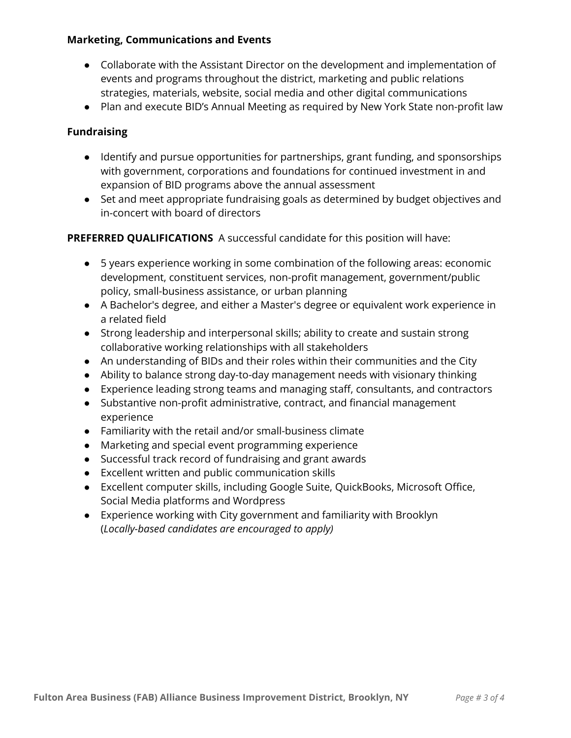**Marketing, Communications and Events**

- Collaborate with the Assistant Director on the development and implementation of events and programs throughout the district, marketing and public relations strategies, materials, website, social media and other digital communications
- Plan and execute BID's Annual Meeting as required by New York State non-profit law

**Fundraising**

- Identify and pursue opportunities for partnerships, grant funding, and sponsorships with government, corporations and foundations for continued investment in and expansion of BID programs above the annual assessment
- Set and meet appropriate fundraising goals as determined by budget objectives and in-concert with board of directors

**PREFERRED QUALIFICATIONS** A successful candidate for this position will have:

- 5 years experience working in some combination of the following areas: economic development, constituent services, non-profit management, government/public policy, small-business assistance, or urban planning
- A Bachelor's degree, and either a Master's degree or equivalent work experience in a related field
- Strong leadership and interpersonal skills; ability to create and sustain strong collaborative working relationships with all stakeholders
- An understanding of BIDs and their roles within their communities and the City
- Ability to balance strong day-to-day management needs with visionary thinking
- Experience leading strong teams and managing staff, consultants, and contractors
- Substantive non-profit administrative, contract, and financial management experience
- Familiarity with the retail and/or small-business climate
- Marketing and special event programming experience
- Successful track record of fundraising and grant awards
- Excellent written and public communication skills
- Excellent computer skills, including Google Suite, QuickBooks, Microsoft Office, Social Media platforms and Wordpress
- Experience working with City government and familiarity with Brooklyn (*Locally-based candidates are encouraged to apply)*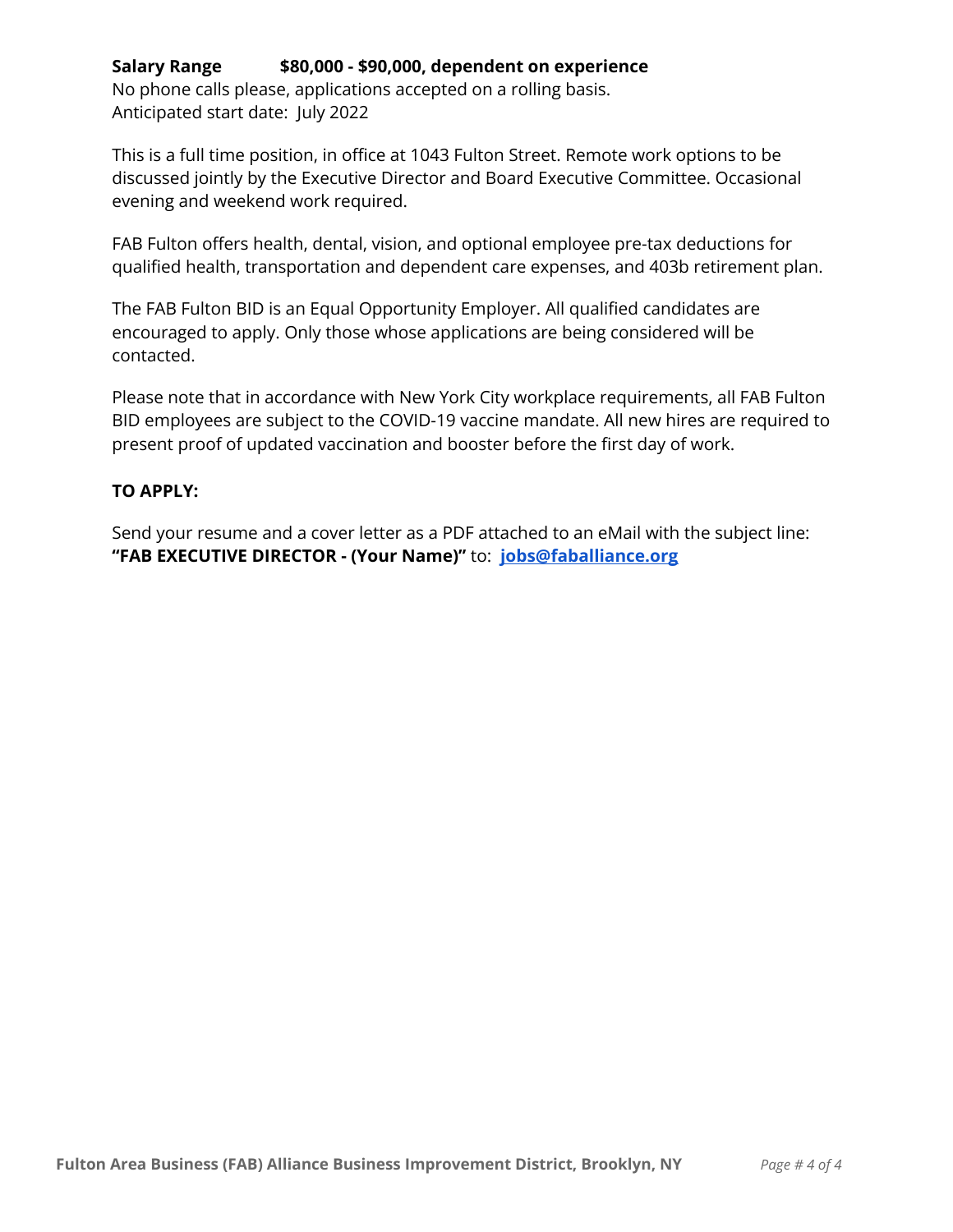**Salary Range** **$80,000 - $90,000, dependent on experience**
No phone calls please, applications accepted on a rolling basis.
Anticipated start date: July 2022

This is a full time position, in office at 1043 Fulton Street. Remote work options to be discussed jointly by the Executive Director and Board Executive Committee. Occasional evening and weekend work required.

FAB Fulton offers health, dental, vision, and optional employee pre-tax deductions for qualified health, transportation and dependent care expenses, and 403b retirement plan.

The FAB Fulton BID is an Equal Opportunity Employer. All qualified candidates are encouraged to apply. Only those whose applications are being considered will be contacted.

Please note that in accordance with New York City workplace requirements, all FAB Fulton BID employees are subject to the COVID-19 vaccine mandate. All new hires are required to present proof of updated vaccination and booster before the first day of work.

**TO APPLY:**

Send your resume and a cover letter as a PDF attached to an eMail with the subject line: **"FAB EXECUTIVE DIRECTOR - (Your Name)"** to: **jobs@faballiance.org**